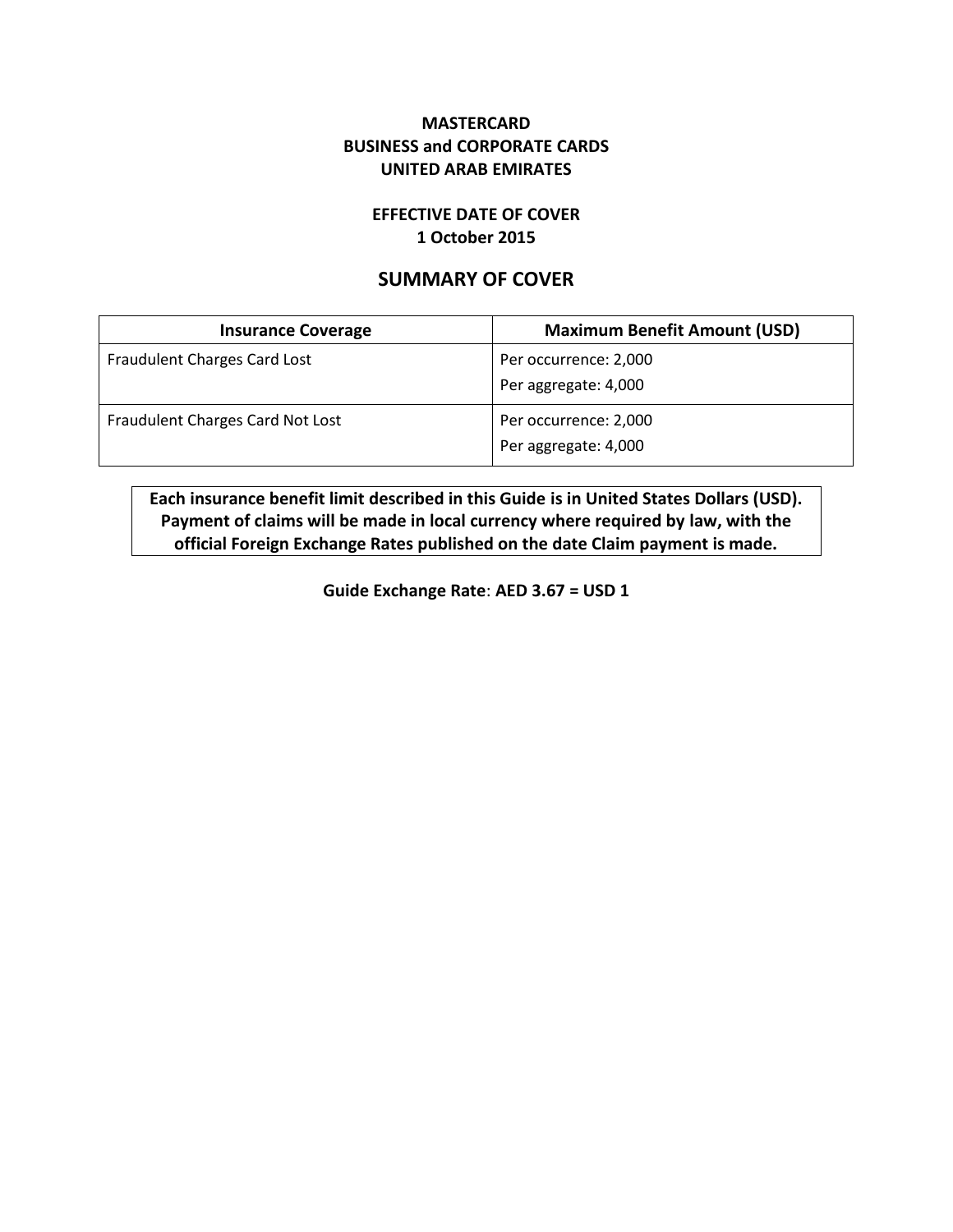**MASTERCARD**
**BUSINESS and CORPORATE CARDS**
**UNITED ARAB EMIRATES**

**EFFECTIVE DATE OF COVER**
**1 October 2015**

## SUMMARY OF COVER

| Insurance Coverage | Maximum Benefit Amount (USD) |
|---|---|
| Fraudulent Charges Card Lost | Per occurrence: 2,000<br>Per aggregate: 4,000 |
| Fraudulent Charges Card Not Lost | Per occurrence: 2,000<br>Per aggregate: 4,000 |

**Each insurance benefit limit described in this Guide is in United States Dollars (USD). Payment of claims will be made in local currency where required by law, with the official Foreign Exchange Rates published on the date Claim payment is made.**

**Guide Exchange Rate**: **AED 3.67 = USD 1**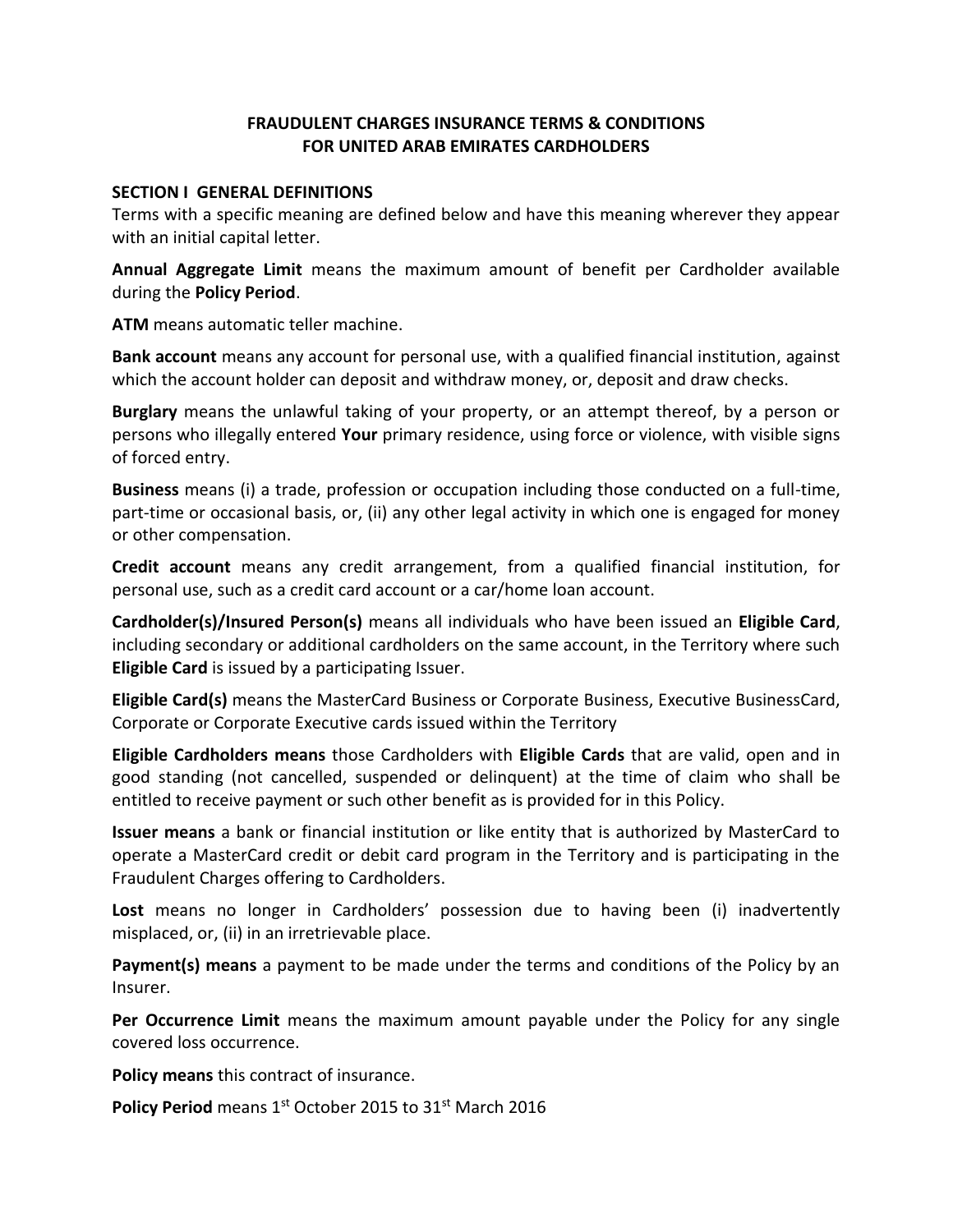**FRAUDULENT CHARGES INSURANCE TERMS & CONDITIONS FOR UNITED ARAB EMIRATES CARDHOLDERS**

**SECTION I GENERAL DEFINITIONS**

Terms with a specific meaning are defined below and have this meaning wherever they appear with an initial capital letter.

**Annual Aggregate Limit** means the maximum amount of benefit per Cardholder available during the **Policy Period**.

**ATM** means automatic teller machine.

**Bank account** means any account for personal use, with a qualified financial institution, against which the account holder can deposit and withdraw money, or, deposit and draw checks.

**Burglary** means the unlawful taking of your property, or an attempt thereof, by a person or persons who illegally entered **Your** primary residence, using force or violence, with visible signs of forced entry.

**Business** means (i) a trade, profession or occupation including those conducted on a full-time, part-time or occasional basis, or, (ii) any other legal activity in which one is engaged for money or other compensation.

**Credit account** means any credit arrangement, from a qualified financial institution, for personal use, such as a credit card account or a car/home loan account.

**Cardholder(s)/Insured Person(s)** means all individuals who have been issued an **Eligible Card**, including secondary or additional cardholders on the same account, in the Territory where such **Eligible Card** is issued by a participating Issuer.

**Eligible Card(s)** means the MasterCard Business or Corporate Business, Executive BusinessCard, Corporate or Corporate Executive cards issued within the Territory

**Eligible Cardholders means** those Cardholders with **Eligible Cards** that are valid, open and in good standing (not cancelled, suspended or delinquent) at the time of claim who shall be entitled to receive payment or such other benefit as is provided for in this Policy.

**Issuer means** a bank or financial institution or like entity that is authorized by MasterCard to operate a MasterCard credit or debit card program in the Territory and is participating in the Fraudulent Charges offering to Cardholders.

**Lost** means no longer in Cardholders' possession due to having been (i) inadvertently misplaced, or, (ii) in an irretrievable place.

**Payment(s) means** a payment to be made under the terms and conditions of the Policy by an Insurer.

**Per Occurrence Limit** means the maximum amount payable under the Policy for any single covered loss occurrence.

**Policy means** this contract of insurance.

**Policy Period** means 1st October 2015 to 31st March 2016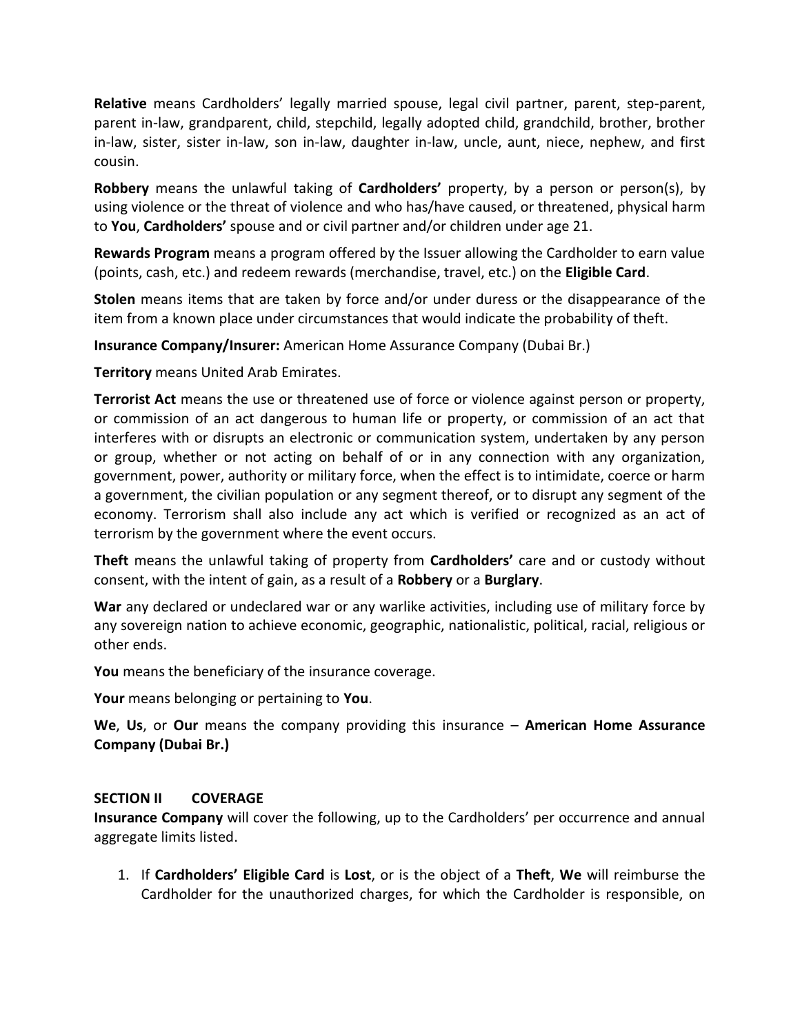**Relative** means Cardholders' legally married spouse, legal civil partner, parent, step-parent, parent in-law, grandparent, child, stepchild, legally adopted child, grandchild, brother, brother in-law, sister, sister in-law, son in-law, daughter in-law, uncle, aunt, niece, nephew, and first cousin.

**Robbery** means the unlawful taking of **Cardholders'** property, by a person or person(s), by using violence or the threat of violence and who has/have caused, or threatened, physical harm to **You**, **Cardholders'** spouse and or civil partner and/or children under age 21.

**Rewards Program** means a program offered by the Issuer allowing the Cardholder to earn value (points, cash, etc.) and redeem rewards (merchandise, travel, etc.) on the **Eligible Card**.

**Stolen** means items that are taken by force and/or under duress or the disappearance of the item from a known place under circumstances that would indicate the probability of theft.

**Insurance Company/Insurer:** American Home Assurance Company (Dubai Br.)

**Territory** means United Arab Emirates.

**Terrorist Act** means the use or threatened use of force or violence against person or property, or commission of an act dangerous to human life or property, or commission of an act that interferes with or disrupts an electronic or communication system, undertaken by any person or group, whether or not acting on behalf of or in any connection with any organization, government, power, authority or military force, when the effect is to intimidate, coerce or harm a government, the civilian population or any segment thereof, or to disrupt any segment of the economy. Terrorism shall also include any act which is verified or recognized as an act of terrorism by the government where the event occurs.

**Theft** means the unlawful taking of property from **Cardholders'** care and or custody without consent, with the intent of gain, as a result of a **Robbery** or a **Burglary**.

**War** any declared or undeclared war or any warlike activities, including use of military force by any sovereign nation to achieve economic, geographic, nationalistic, political, racial, religious or other ends.

**You** means the beneficiary of the insurance coverage.

**Your** means belonging or pertaining to **You**.

**We**, **Us**, or **Our** means the company providing this insurance – **American Home Assurance Company (Dubai Br.)**

## SECTION II COVERAGE

**Insurance Company** will cover the following, up to the Cardholders' per occurrence and annual aggregate limits listed.

1. If **Cardholders' Eligible Card** is **Lost**, or is the object of a **Theft**, **We** will reimburse the Cardholder for the unauthorized charges, for which the Cardholder is responsible, on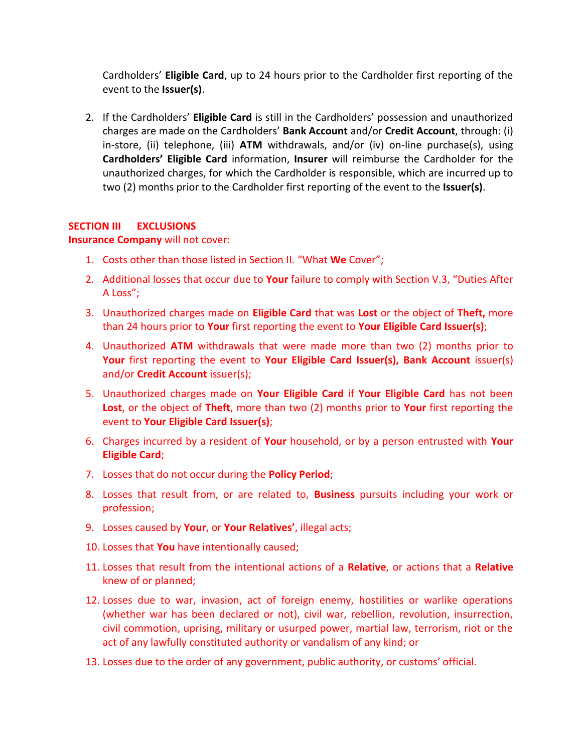Cardholders' **Eligible Card**, up to 24 hours prior to the Cardholder first reporting of the event to the **Issuer(s)**.

2. If the Cardholders' **Eligible Card** is still in the Cardholders' possession and unauthorized charges are made on the Cardholders' **Bank Account** and/or **Credit Account**, through: (i) in-store, (ii) telephone, (iii) **ATM** withdrawals, and/or (iv) on-line purchase(s), using **Cardholders' Eligible Card** information, **Insurer** will reimburse the Cardholder for the unauthorized charges, for which the Cardholder is responsible, which are incurred up to two (2) months prior to the Cardholder first reporting of the event to the **Issuer(s)**.

## SECTION III EXCLUSIONS

**Insurance Company** will not cover:

1. Costs other than those listed in Section II. "What **We** Cover";
2. Additional losses that occur due to **Your** failure to comply with Section V.3, "Duties After A Loss";
3. Unauthorized charges made on **Eligible Card** that was **Lost** or the object of **Theft,** more than 24 hours prior to **Your** first reporting the event to **Your Eligible Card Issuer(s)**;
4. Unauthorized **ATM** withdrawals that were made more than two (2) months prior to **Your** first reporting the event to **Your Eligible Card Issuer(s), Bank Account** issuer(s) and/or **Credit Account** issuer(s);
5. Unauthorized charges made on **Your Eligible Card** if **Your Eligible Card** has not been **Lost**, or the object of **Theft**, more than two (2) months prior to **Your** first reporting the event to **Your Eligible Card Issuer(s)**;
6. Charges incurred by a resident of **Your** household, or by a person entrusted with **Your Eligible Card**;
7. Losses that do not occur during the **Policy Period**;
8. Losses that result from, or are related to, **Business** pursuits including your work or profession;
9. Losses caused by **Your**, or **Your Relatives'**, illegal acts;
10. Losses that **You** have intentionally caused;
11. Losses that result from the intentional actions of a **Relative**, or actions that a **Relative** knew of or planned;
12. Losses due to war, invasion, act of foreign enemy, hostilities or warlike operations (whether war has been declared or not), civil war, rebellion, revolution, insurrection, civil commotion, uprising, military or usurped power, martial law, terrorism, riot or the act of any lawfully constituted authority or vandalism of any kind; or
13. Losses due to the order of any government, public authority, or customs' official.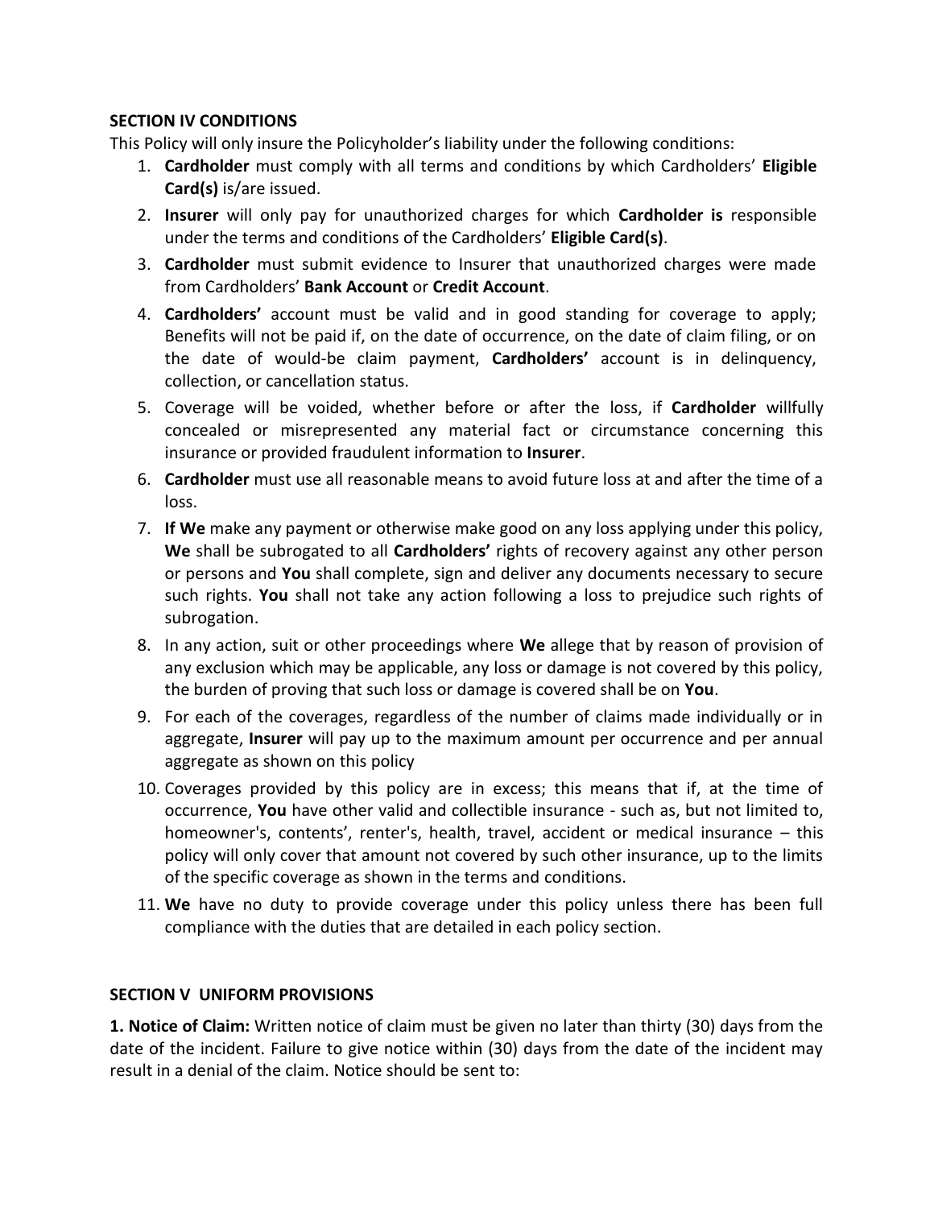## SECTION IV CONDITIONS

This Policy will only insure the Policyholder's liability under the following conditions:

1. **Cardholder** must comply with all terms and conditions by which Cardholders' **Eligible Card(s)** is/are issued.
2. **Insurer** will only pay for unauthorized charges for which **Cardholder is** responsible under the terms and conditions of the Cardholders' **Eligible Card(s)**.
3. **Cardholder** must submit evidence to Insurer that unauthorized charges were made from Cardholders' **Bank Account** or **Credit Account**.
4. **Cardholders'** account must be valid and in good standing for coverage to apply; Benefits will not be paid if, on the date of occurrence, on the date of claim filing, or on the date of would-be claim payment, **Cardholders'** account is in delinquency, collection, or cancellation status.
5. Coverage will be voided, whether before or after the loss, if **Cardholder** willfully concealed or misrepresented any material fact or circumstance concerning this insurance or provided fraudulent information to **Insurer**.
6. **Cardholder** must use all reasonable means to avoid future loss at and after the time of a loss.
7. **If We** make any payment or otherwise make good on any loss applying under this policy, **We** shall be subrogated to all **Cardholders'** rights of recovery against any other person or persons and **You** shall complete, sign and deliver any documents necessary to secure such rights. **You** shall not take any action following a loss to prejudice such rights of subrogation.
8. In any action, suit or other proceedings where **We** allege that by reason of provision of any exclusion which may be applicable, any loss or damage is not covered by this policy, the burden of proving that such loss or damage is covered shall be on **You**.
9. For each of the coverages, regardless of the number of claims made individually or in aggregate, **Insurer** will pay up to the maximum amount per occurrence and per annual aggregate as shown on this policy
10. Coverages provided by this policy are in excess; this means that if, at the time of occurrence, **You** have other valid and collectible insurance - such as, but not limited to, homeowner's, contents', renter's, health, travel, accident or medical insurance – this policy will only cover that amount not covered by such other insurance, up to the limits of the specific coverage as shown in the terms and conditions.
11. **We** have no duty to provide coverage under this policy unless there has been full compliance with the duties that are detailed in each policy section.

## SECTION V UNIFORM PROVISIONS

**1. Notice of Claim:** Written notice of claim must be given no later than thirty (30) days from the date of the incident. Failure to give notice within (30) days from the date of the incident may result in a denial of the claim. Notice should be sent to: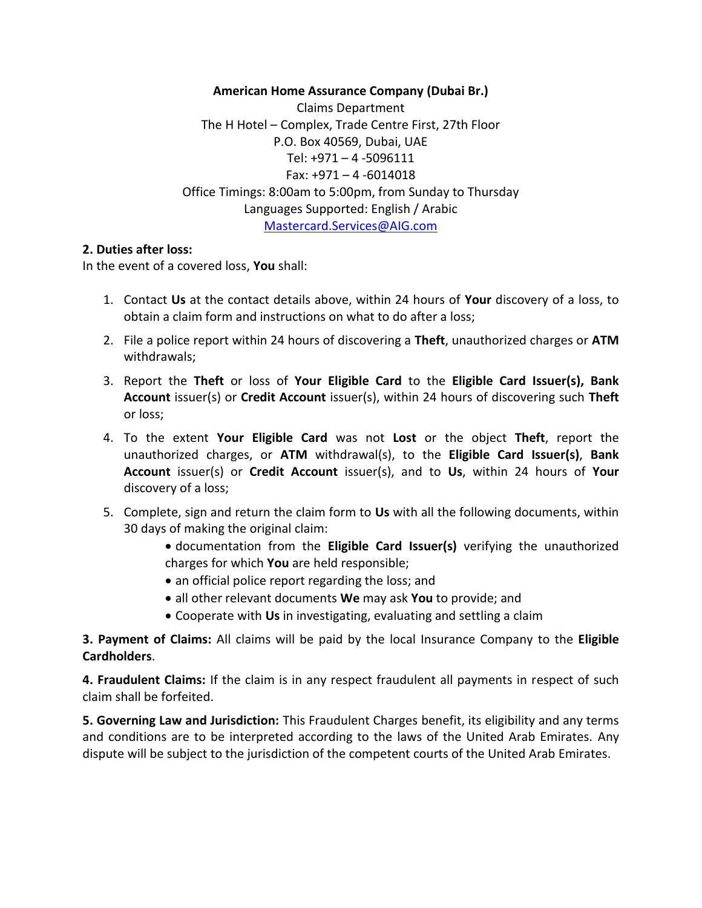**American Home Assurance Company (Dubai Br.)**
Claims Department
The H Hotel – Complex, Trade Centre First, 27th Floor
P.O. Box 40569, Dubai, UAE
Tel: +971 – 4 -5096111
Fax: +971 – 4 -6014018
Office Timings: 8:00am to 5:00pm, from Sunday to Thursday
Languages Supported: English / Arabic
Mastercard.Services@AIG.com

**2. Duties after loss:**
In the event of a covered loss, **You** shall:

1. Contact **Us** at the contact details above, within 24 hours of **Your** discovery of a loss, to obtain a claim form and instructions on what to do after a loss;
2. File a police report within 24 hours of discovering a **Theft**, unauthorized charges or **ATM** withdrawals;
3. Report the **Theft** or loss of **Your Eligible Card** to the **Eligible Card Issuer(s), Bank Account** issuer(s) or **Credit Account** issuer(s), within 24 hours of discovering such **Theft** or loss;
4. To the extent **Your Eligible Card** was not **Lost** or the object **Theft**, report the unauthorized charges, or **ATM** withdrawal(s), to the **Eligible Card Issuer(s)**, **Bank Account** issuer(s) or **Credit Account** issuer(s), and to **Us**, within 24 hours of **Your** discovery of a loss;
5. Complete, sign and return the claim form to **Us** with all the following documents, within 30 days of making the original claim:
    - documentation from the **Eligible Card Issuer(s)** verifying the unauthorized charges for which **You** are held responsible;
    - an official police report regarding the loss; and
    - all other relevant documents **We** may ask **You** to provide; and
    - Cooperate with **Us** in investigating, evaluating and settling a claim

**3. Payment of Claims:** All claims will be paid by the local Insurance Company to the **Eligible Cardholders**.

**4. Fraudulent Claims:** If the claim is in any respect fraudulent all payments in respect of such claim shall be forfeited.

**5. Governing Law and Jurisdiction:** This Fraudulent Charges benefit, its eligibility and any terms and conditions are to be interpreted according to the laws of the United Arab Emirates. Any dispute will be subject to the jurisdiction of the competent courts of the United Arab Emirates.